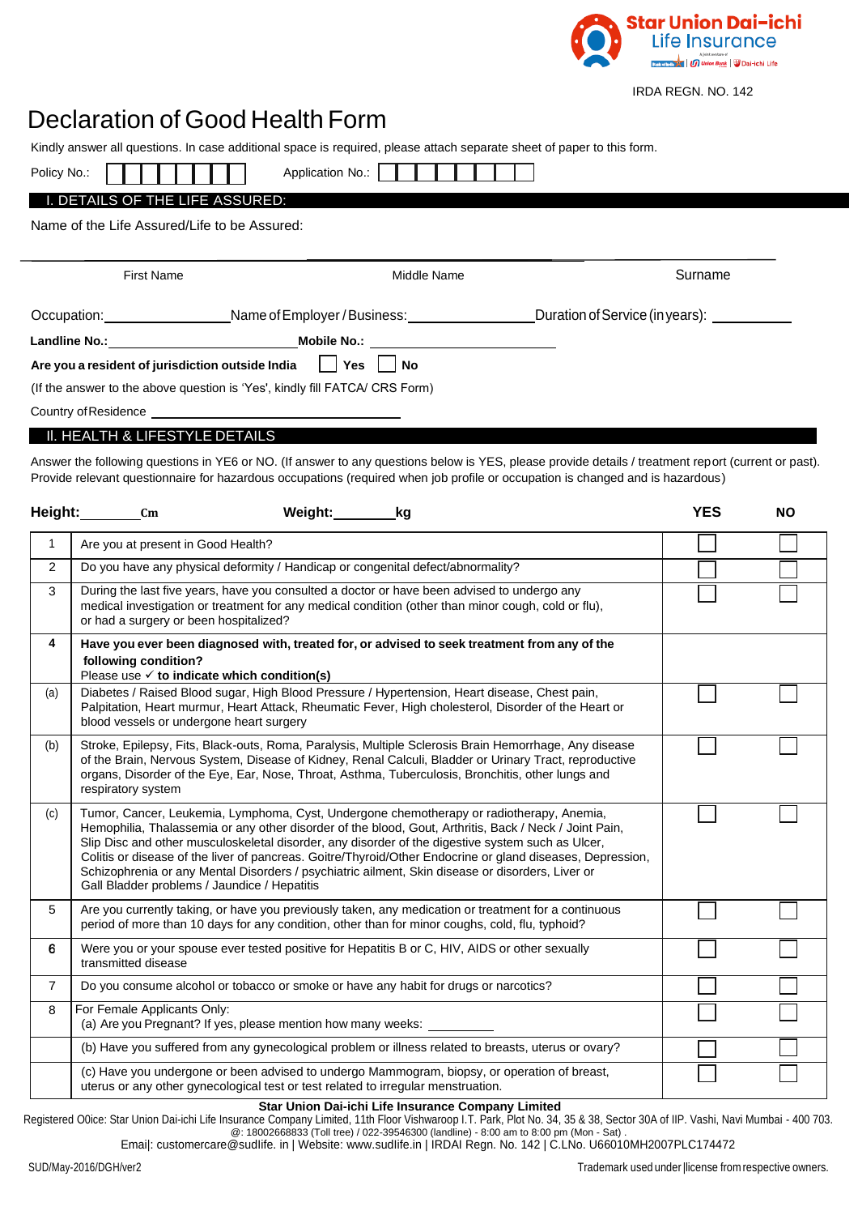Star Union Dai-ichi Life Insurance

IRDA REGN. NO. 142

# Declaration of Good Health Form

Kindly answer all questions. In case additional space is required, please attach separate sheet of paper to this form.

Policy No.: ☐☐☐☐☐☐☐☐ Application No.: ☐☐☐☐☐☐☐☐

## I. DETAILS OF THE LIFE ASSURED:

Name of the Life Assured/Life to be Assured:

First Name | Middle Name | Surname

Occupation:__________________ Name of Employer / Business:__________________ Duration of Service (in years): __________

**Landline No.:**__________________ **Mobile No.:** __________________

**Are you a resident of jurisdiction outside India** ☐ **Yes** ☐ **No**

(If the answer to the above question is 'Yes', kindly fill FATCA/ CRS Form)

Country of Residence __________________

## II. HEALTH & LIFESTYLE DETAILS

Answer the following questions in YE6 or NO. (If answer to any questions below is YES, please provide details / treatment report (current or past). Provide relevant questionnaire for hazardous occupations (required when job profile or occupation is changed and is hazardous)

**Height:**________Cm **Weight:**________kg

| | | YES | NO |
|---|---|---|---|
| 1 | Are you at present in Good Health? | ☐ | ☐ |
| 2 | Do you have any physical deformity / Handicap or congenital defect/abnormality? | ☐ | ☐ |
| 3 | During the last five years, have you consulted a doctor or have been advised to undergo any medical investigation or treatment for any medical condition (other than minor cough, cold or flu), or had a surgery or been hospitalized? | ☐ | ☐ |
| **4** | **Have you ever been diagnosed with, treated for, or advised to seek treatment from any of the following condition?** Please use ✓ **to indicate which condition(s)** | | |
| (a) | Diabetes / Raised Blood sugar, High Blood Pressure / Hypertension, Heart disease, Chest pain, Palpitation, Heart murmur, Heart Attack, Rheumatic Fever, High cholesterol, Disorder of the Heart or blood vessels or undergone heart surgery | ☐ | ☐ |
| (b) | Stroke, Epilepsy, Fits, Black-outs, Roma, Paralysis, Multiple Sclerosis Brain Hemorrhage, Any disease of the Brain, Nervous System, Disease of Kidney, Renal Calculi, Bladder or Urinary Tract, reproductive organs, Disorder of the Eye, Ear, Nose, Throat, Asthma, Tuberculosis, Bronchitis, other lungs and respiratory system | ☐ | ☐ |
| (c) | Tumor, Cancer, Leukemia, Lymphoma, Cyst, Undergone chemotherapy or radiotherapy, Anemia, Hemophilia, Thalassemia or any other disorder of the blood, Gout, Arthritis, Back / Neck / Joint Pain, Slip Disc and other musculoskeletal disorder, any disorder of the digestive system such as Ulcer, Colitis or disease of the liver of pancreas. Goitre/Thyroid/Other Endocrine or gland diseases, Depression, Schizophrenia or any Mental Disorders / psychiatric ailment, Skin disease or disorders, Liver or Gall Bladder problems / Jaundice / Hepatitis | ☐ | ☐ |
| 5 | Are you currently taking, or have you previously taken, any medication or treatment for a continuous period of more than 10 days for any condition, other than for minor coughs, cold, flu, typhoid? | ☐ | ☐ |
| 6 | Were you or your spouse ever tested positive for Hepatitis B or C, HIV, AIDS or other sexually transmitted disease | ☐ | ☐ |
| 7 | Do you consume alcohol or tobacco or smoke or have any habit for drugs or narcotics? | ☐ | ☐ |
| 8 | For Female Applicants Only: (a) Are you Pregnant? If yes, please mention how many weeks: ________ | ☐ | ☐ |
| | (b) Have you suffered from any gynecological problem or illness related to breasts, uterus or ovary? | ☐ | ☐ |
| | (c) Have you undergone or been advised to undergo Mammogram, biopsy, or operation of breast, uterus or any other gynecological test or test related to irregular menstruation. | ☐ | ☐ |

**Star Union Dai-ichi Life Insurance Company Limited**

Registered O0ice: Star Union Dai-ichi Life Insurance Company Limited, 11th Floor Vishwaroop I.T. Park, Plot No. 34, 35 & 38, Sector 30A of IIP. Vashi, Navi Mumbai - 400 703.
@: 18002668833 (Toll tree) / 022-39546300 (landline) - 8:00 am to 8:00 pm (Mon - Sat) .
Email|: customercare@sudlife. in | Website: www.sudlife.in | IRDAI Regn. No. 142 | C.LNo. U66010MH2007PLC174472

SUD/May-2016/DGH/ver2

Trademark used under license from respective owners.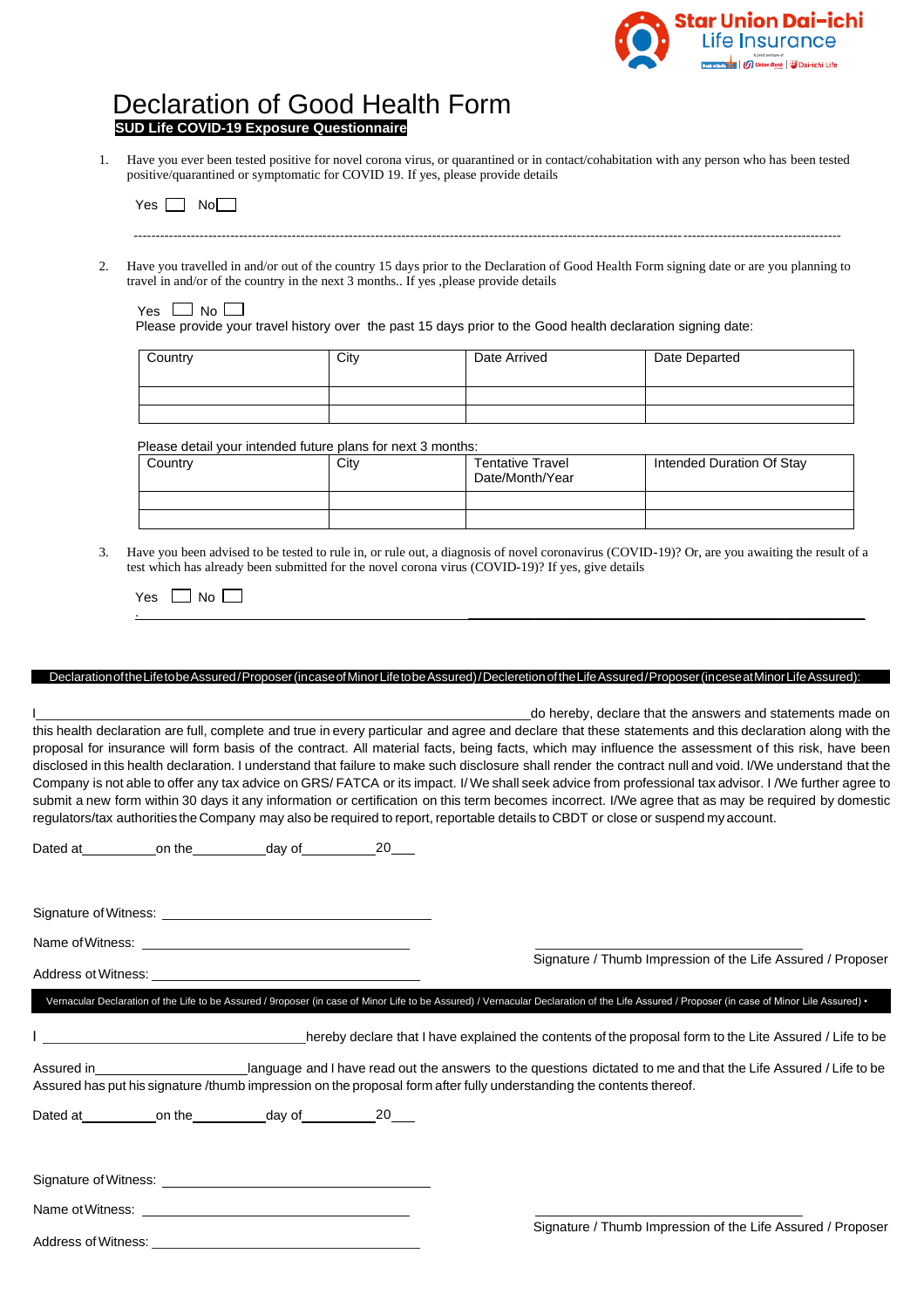Star Union Dai-ichi Life Insurance

# Declaration of Good Health Form

**SUD Life COVID-19 Exposure Questionnaire**

1. Have you ever been tested positive for novel corona virus, or quarantined or in contact/cohabitation with any person who has been tested positive/quarantined or symptomatic for COVID 19. If yes, please provide details

   Yes ☐ No ☐

   ------------------------------------------------------------------------------------------------------------------------------------------------

2. Have you travelled in and/or out of the country 15 days prior to the Declaration of Good Health Form signing date or are you planning to travel in and/or of the country in the next 3 months.. If yes ,please provide details

   Yes ☐ No ☐

   Please provide your travel history over the past 15 days prior to the Good health declaration signing date:

| Country | City | Date Arrived | Date Departed |
|---|---|---|---|
| | | | |
| | | | |

   Please detail your intended future plans for next 3 months:

| Country | City | Tentative Travel Date/Month/Year | Intended Duration Of Stay |
|---|---|---|---|
| | | | |
| | | | |

3. Have you been advised to be tested to rule in, or rule out, a diagnosis of novel coronavirus (COVID-19)? Or, are you awaiting the result of a test which has already been submitted for the novel corona virus (COVID-19)? If yes, give details

   Yes ☐ No ☐

   ______________________________________________________________________

**Declaration of the Life to be Assured / Proposer (in case of Minor Life to be Assured) / Decleretion of the Life Assured / Proposer (incese at Minor Life Assured):**

I ____________________________________________ do hereby, declare that the answers and statements made on this health declaration are full, complete and true in every particular and agree and declare that these statements and this declaration along with the proposal for insurance will form basis of the contract. All material facts, being facts, which may influence the assessment of this risk, have been disclosed in this health declaration. I understand that failure to make such disclosure shall render the contract null and void. I/We understand that the Company is not able to offer any tax advice on GRS/ FATCA or its impact. I/ We shall seek advice from professional tax advisor. I /We further agree to submit a new form within 30 days it any information or certification on this term becomes incorrect. I/We agree that as may be required by domestic regulators/tax authorities the Company may also be required to report, reportable details to CBDT or close or suspend my account.

Dated at__________on the__________day of__________20___

Signature of Witness: ______________________________

Name of Witness: ______________________________

Address ot Witness: ______________________________

______________________________
Signature / Thumb Impression of the Life Assured / Proposer

**Vernacular Declaration of the Life to be Assured / 9roposer (in case of Minor Life to be Assured) / Vernacular Declaration of the Life Assured / Proposer (in case of Minor Lile Assured) •**

I ______________________________ hereby declare that I have explained the contents of the proposal form to the Lite Assured / Life to be Assured in____________________language and I have read out the answers to the questions dictated to me and that the Life Assured / Life to be Assured has put his signature /thumb impression on the proposal form after fully understanding the contents thereof.

Dated at__________on the__________day of__________20___

Signature of Witness: ______________________________

Name ot Witness: ______________________________

Address of Witness: ______________________________

______________________________
Signature / Thumb Impression of the Life Assured / Proposer